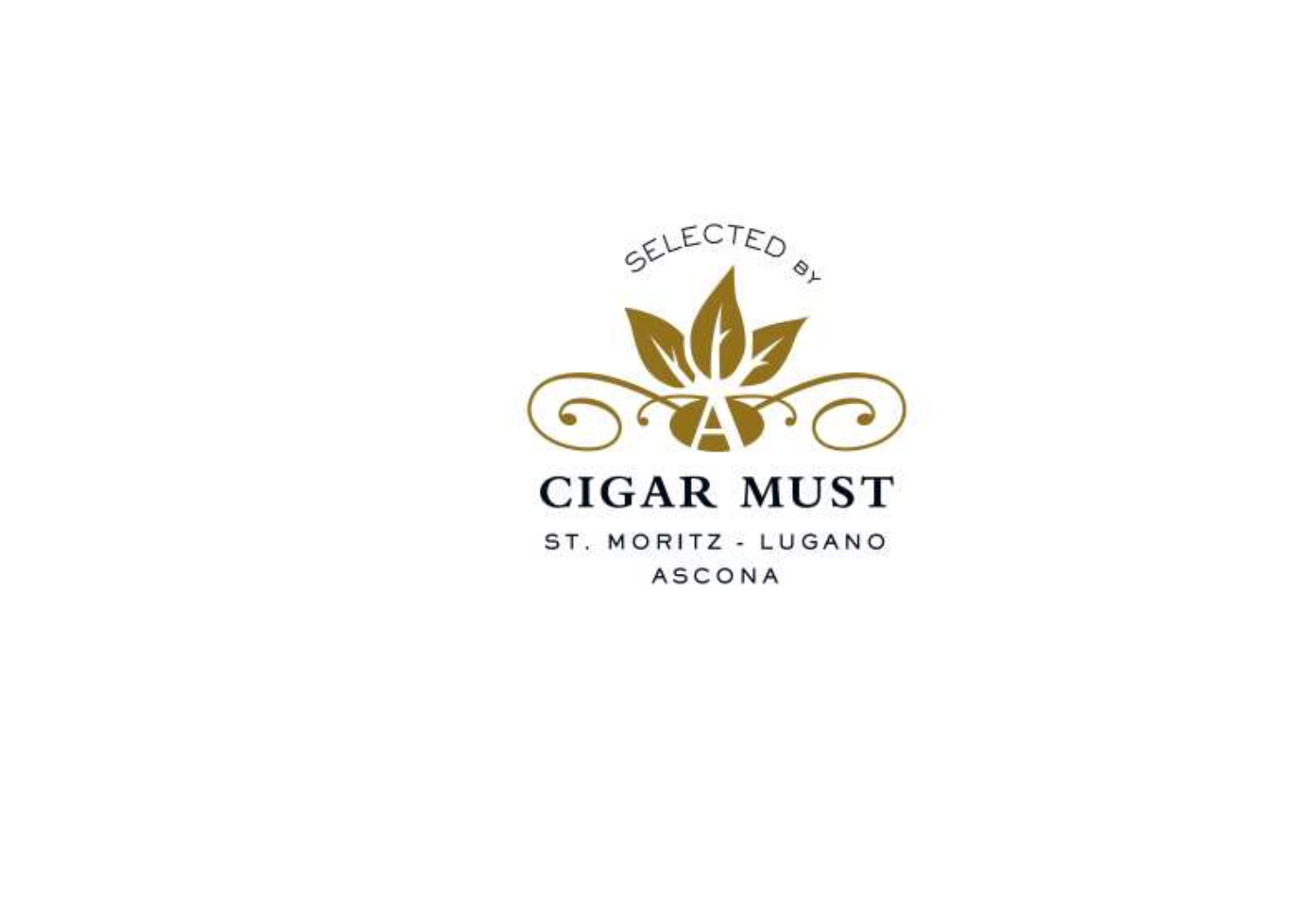SELECTED BY

# CIGAR MUST

ST. MORITZ - LUGANO

ASCONA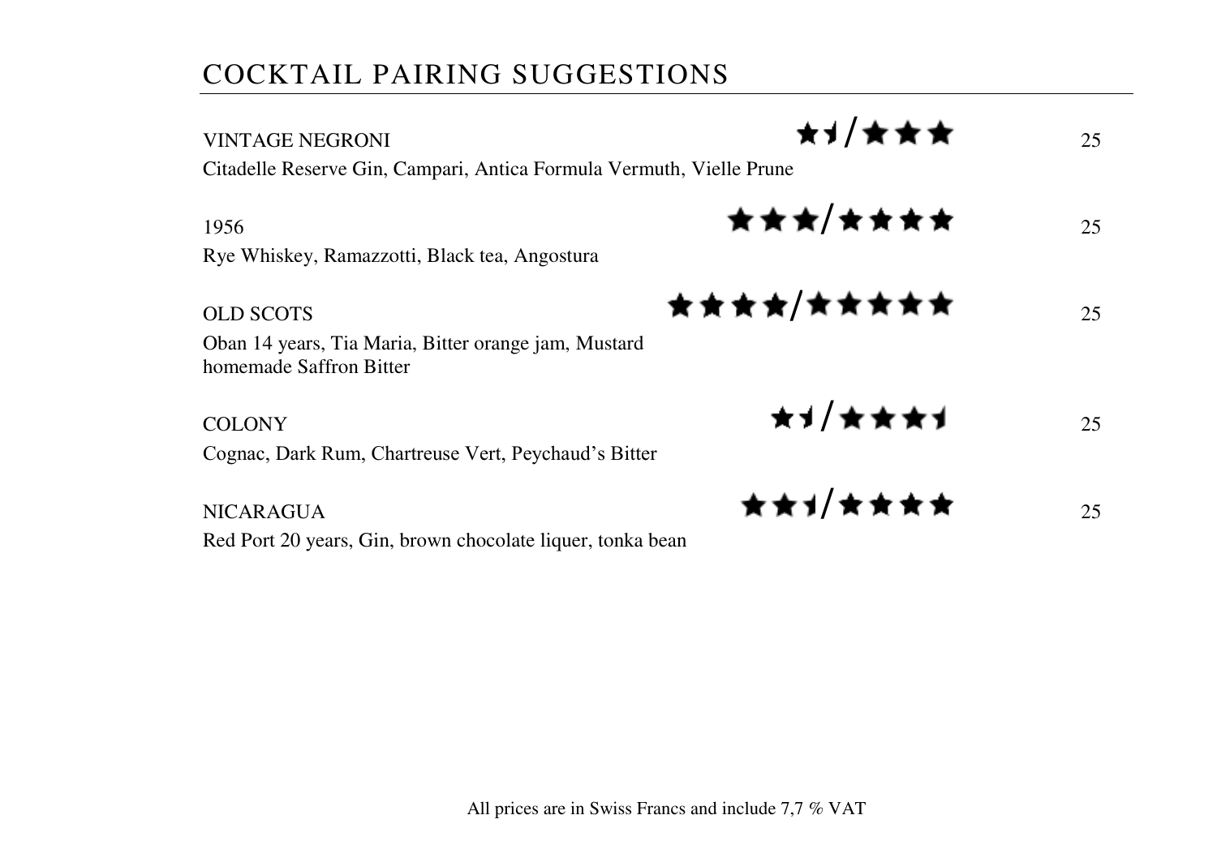## COCKTAIL PAIRING SUGGESTIONS

VINTAGE NEGRONI ★½/★★★ 25

Citadelle Reserve Gin, Campari, Antica Formula Vermuth, Vielle Prune

1956 ★★★/★★★★ 25

Rye Whiskey, Ramazzotti, Black tea, Angostura

OLD SCOTS ★★★★/★★★★★★ 25

Oban 14 years, Tia Maria, Bitter orange jam, Mustard homemade Saffron Bitter

COLONY ★½/★★★½ 25

Cognac, Dark Rum, Chartreuse Vert, Peychaud's Bitter

NICARAGUA ★★½/★★★★ 25

Red Port 20 years, Gin, brown chocolate liquer, tonka bean

All prices are in Swiss Francs and include 7,7 % VAT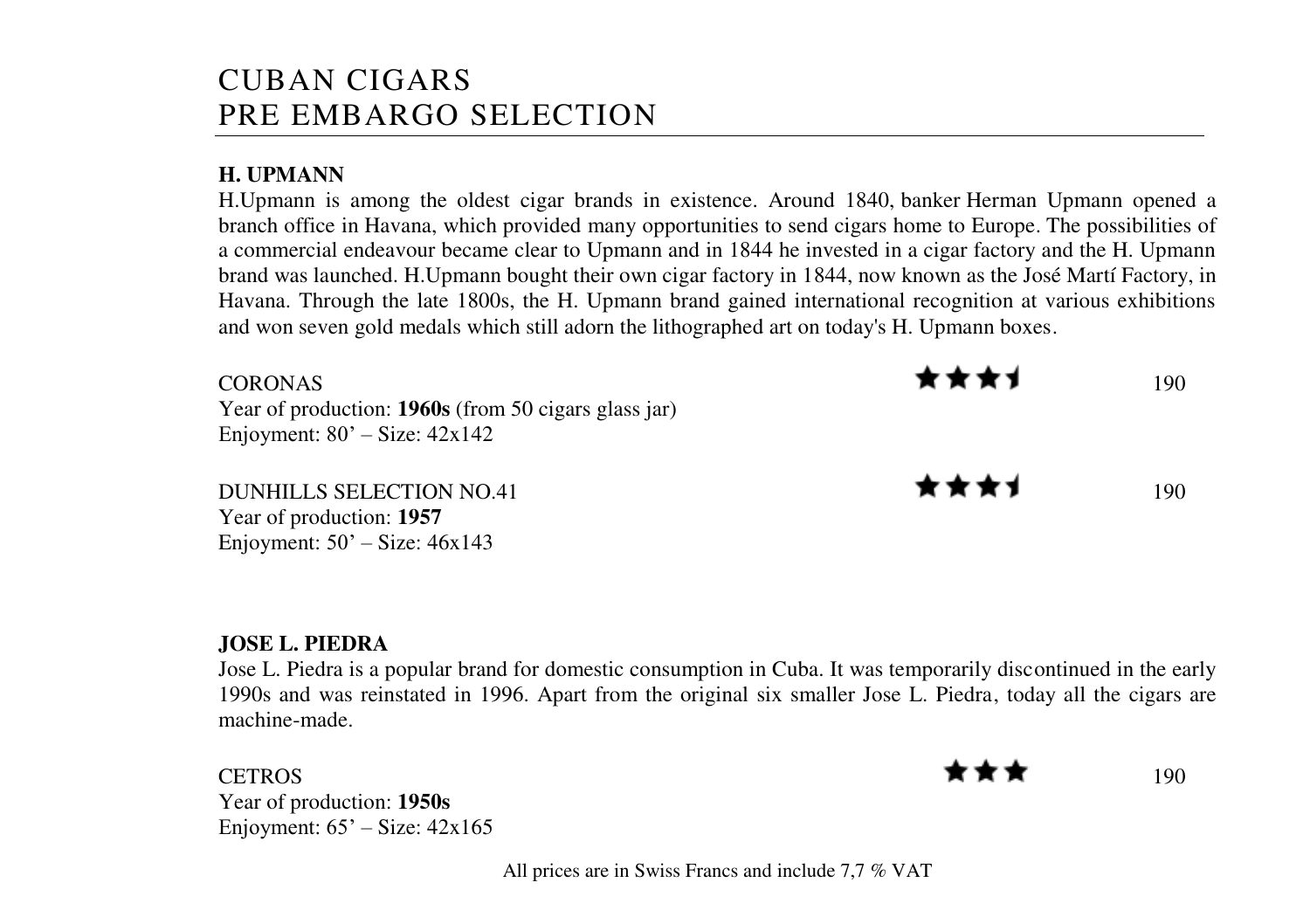# CUBAN CIGARS
# PRE EMBARGO SELECTION

**H. UPMANN**

H.Upmann is among the oldest cigar brands in existence. Around 1840, banker Herman Upmann opened a branch office in Havana, which provided many opportunities to send cigars home to Europe. The possibilities of a commercial endeavour became clear to Upmann and in 1844 he invested in a cigar factory and the H. Upmann brand was launched. H.Upmann bought their own cigar factory in 1844, now known as the José Martí Factory, in Havana. Through the late 1800s, the H. Upmann brand gained international recognition at various exhibitions and won seven gold medals which still adorn the lithographed art on today's H. Upmann boxes.

CORONAS ★★★½ 190
Year of production: **1960s** (from 50 cigars glass jar)
Enjoyment: 80' – Size: 42x142

DUNHILLS SELECTION NO.41 ★★★½ 190
Year of production: **1957**
Enjoyment: 50' – Size: 46x143

**JOSE L. PIEDRA**

Jose L. Piedra is a popular brand for domestic consumption in Cuba. It was temporarily discontinued in the early 1990s and was reinstated in 1996. Apart from the original six smaller Jose L. Piedra, today all the cigars are machine-made.

CETROS ★★★ 190
Year of production: **1950s**
Enjoyment: 65' – Size: 42x165

All prices are in Swiss Francs and include 7,7 % VAT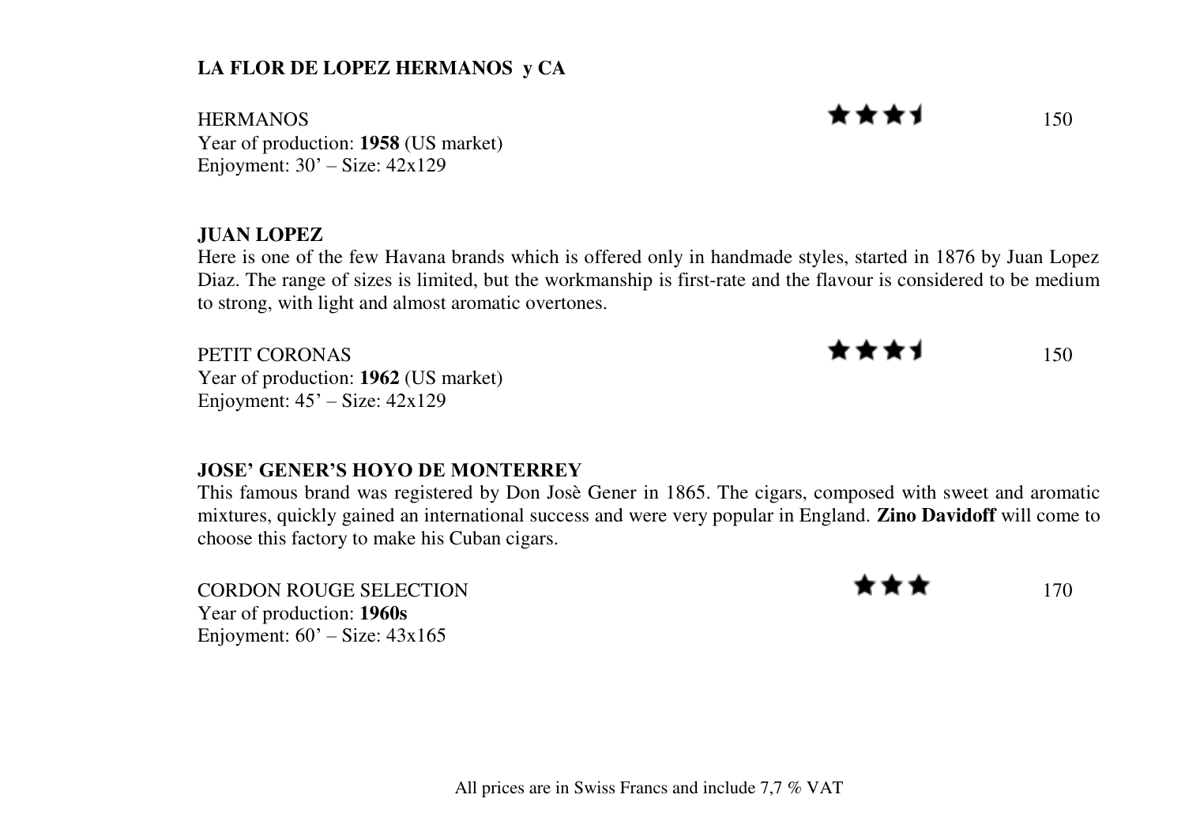**LA FLOR DE LOPEZ HERMANOS y CA**

HERMANOS ★★★½ 150
Year of production: **1958** (US market)
Enjoyment: 30' – Size: 42x129

**JUAN LOPEZ**

Here is one of the few Havana brands which is offered only in handmade styles, started in 1876 by Juan Lopez Diaz. The range of sizes is limited, but the workmanship is first-rate and the flavour is considered to be medium to strong, with light and almost aromatic overtones.

PETIT CORONAS ★★★½ 150
Year of production: **1962** (US market)
Enjoyment: 45' – Size: 42x129

**JOSE' GENER'S HOYO DE MONTERREY**

This famous brand was registered by Don Josè Gener in 1865. The cigars, composed with sweet and aromatic mixtures, quickly gained an international success and were very popular in England. **Zino Davidoff** will come to choose this factory to make his Cuban cigars.

CORDON ROUGE SELECTION ★★★ 170
Year of production: **1960s**
Enjoyment: 60' – Size: 43x165

All prices are in Swiss Francs and include 7,7 % VAT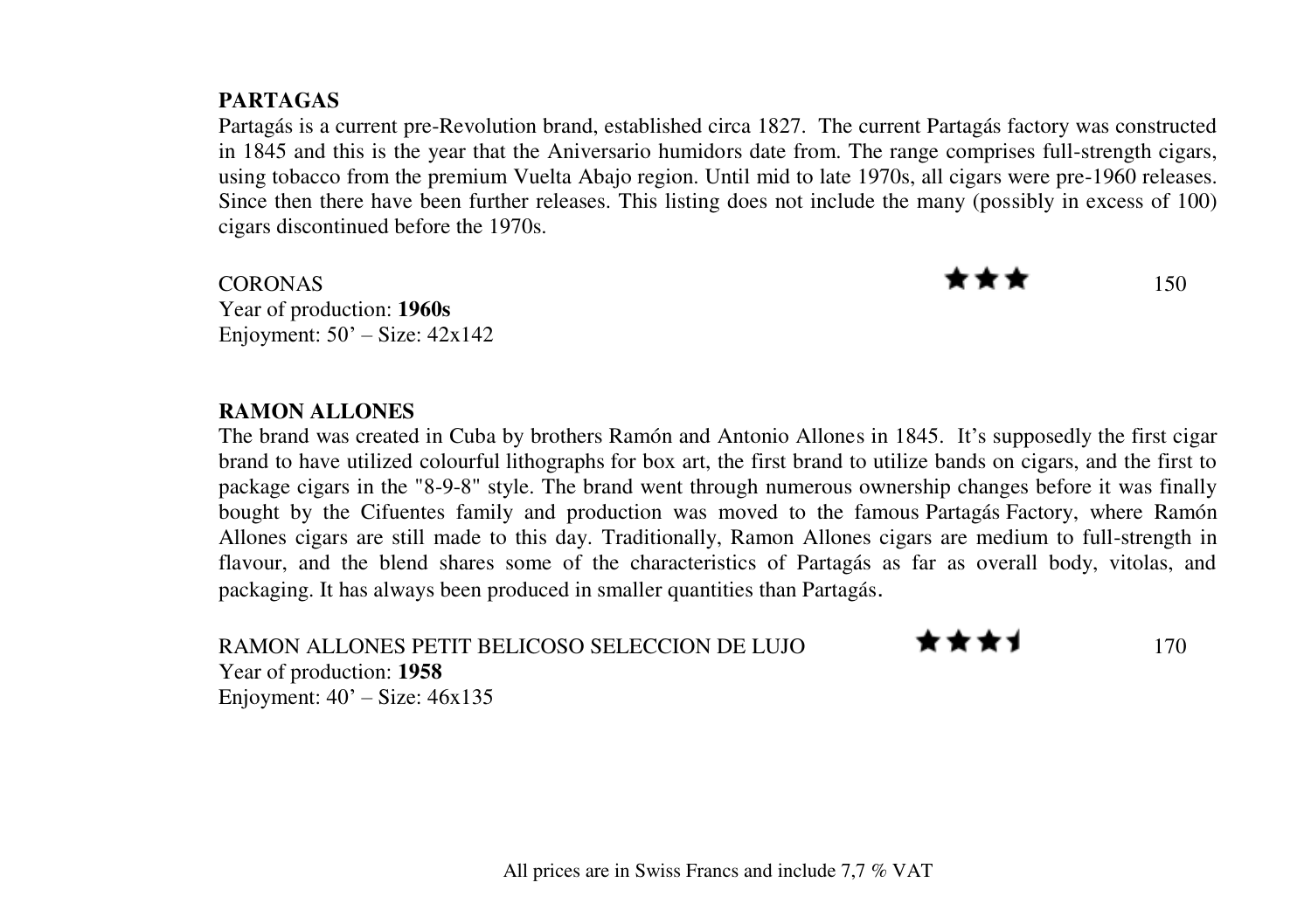## PARTAGAS

Partagás is a current pre-Revolution brand, established circa 1827. The current Partagás factory was constructed in 1845 and this is the year that the Aniversario humidors date from. The range comprises full-strength cigars, using tobacco from the premium Vuelta Abajo region. Until mid to late 1970s, all cigars were pre-1960 releases. Since then there have been further releases. This listing does not include the many (possibly in excess of 100) cigars discontinued before the 1970s.

CORONAS ★★★ 150
Year of production: **1960s**
Enjoyment: 50' – Size: 42x142

## RAMON ALLONES

The brand was created in Cuba by brothers Ramón and Antonio Allones in 1845. It's supposedly the first cigar brand to have utilized colourful lithographs for box art, the first brand to utilize bands on cigars, and the first to package cigars in the "8-9-8" style. The brand went through numerous ownership changes before it was finally bought by the Cifuentes family and production was moved to the famous Partagás Factory, where Ramón Allones cigars are still made to this day. Traditionally, Ramon Allones cigars are medium to full-strength in flavour, and the blend shares some of the characteristics of Partagás as far as overall body, vitolas, and packaging. It has always been produced in smaller quantities than Partagás.

RAMON ALLONES PETIT BELICOSO SELECCION DE LUJO ★★★½ 170
Year of production: **1958**
Enjoyment: 40' – Size: 46x135

All prices are in Swiss Francs and include 7,7 % VAT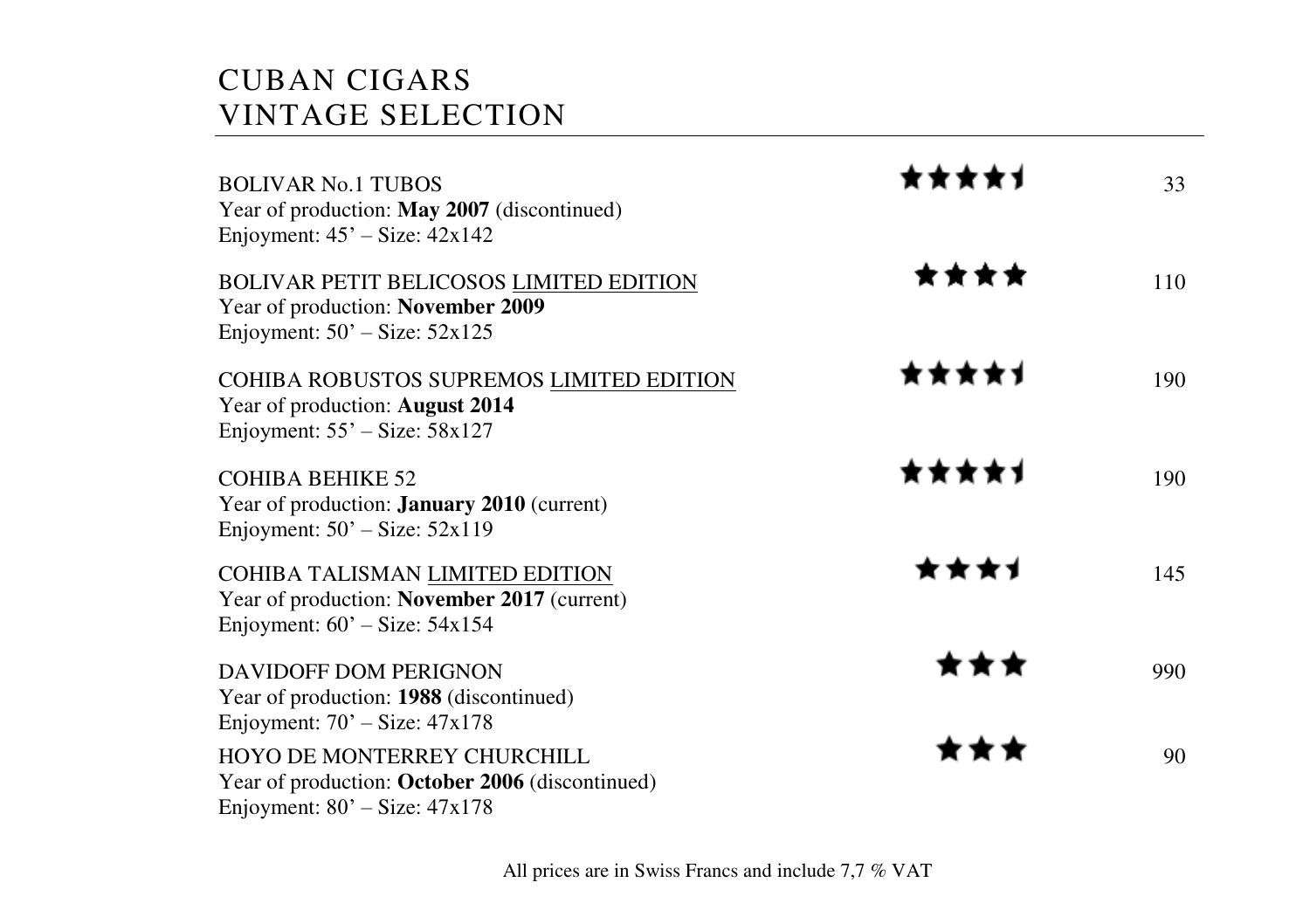# CUBAN CIGARS
# VINTAGE SELECTION

BOLIVAR No.1 TUBOS ★★★★½ 33
Year of production: **May 2007** (discontinued)
Enjoyment: 45' – Size: 42x142

BOLIVAR PETIT BELICOSOS <u>LIMITED EDITION</u> ★★★★ 110
Year of production: **November 2009**
Enjoyment: 50' – Size: 52x125

COHIBA ROBUSTOS SUPREMOS <u>LIMITED EDITION</u> ★★★★½ 190
Year of production: **August 2014**
Enjoyment: 55' – Size: 58x127

COHIBA BEHIKE 52 ★★★★½ 190
Year of production: **January 2010** (current)
Enjoyment: 50' – Size: 52x119

COHIBA TALISMAN <u>LIMITED EDITION</u> ★★★½ 145
Year of production: **November 2017** (current)
Enjoyment: 60' – Size: 54x154

DAVIDOFF DOM PERIGNON ★★★ 990
Year of production: **1988** (discontinued)
Enjoyment: 70' – Size: 47x178

HOYO DE MONTERREY CHURCHILL ★★★ 90
Year of production: **October 2006** (discontinued)
Enjoyment: 80' – Size: 47x178

All prices are in Swiss Francs and include 7,7 % VAT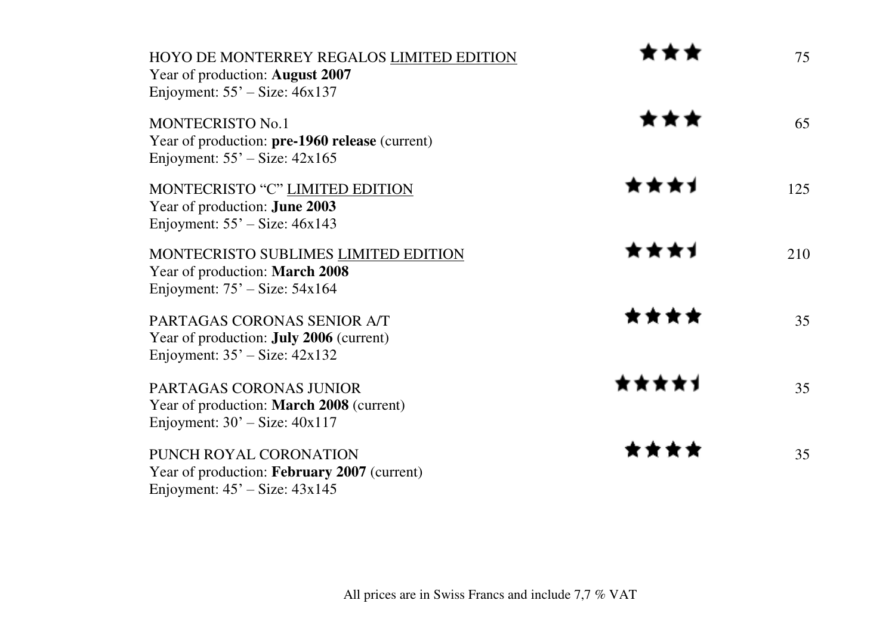HOYO DE MONTERREY REGALOS LIMITED EDITION ★★★ 75
Year of production: **August 2007**
Enjoyment: 55' – Size: 46x137

MONTECRISTO No.1 ★★★ 65
Year of production: **pre-1960 release** (current)
Enjoyment: 55' – Size: 42x165

MONTECRISTO "C" LIMITED EDITION ★★★½ 125
Year of production: **June 2003**
Enjoyment: 55' – Size: 46x143

MONTECRISTO SUBLIMES LIMITED EDITION ★★★½ 210
Year of production: **March 2008**
Enjoyment: 75' – Size: 54x164

PARTAGAS CORONAS SENIOR A/T ★★★★ 35
Year of production: **July 2006** (current)
Enjoyment: 35' – Size: 42x132

PARTAGAS CORONAS JUNIOR ★★★★½ 35
Year of production: **March 2008** (current)
Enjoyment: 30' – Size: 40x117

PUNCH ROYAL CORONATION ★★★★ 35
Year of production: **February 2007** (current)
Enjoyment: 45' – Size: 43x145

All prices are in Swiss Francs and include 7,7 % VAT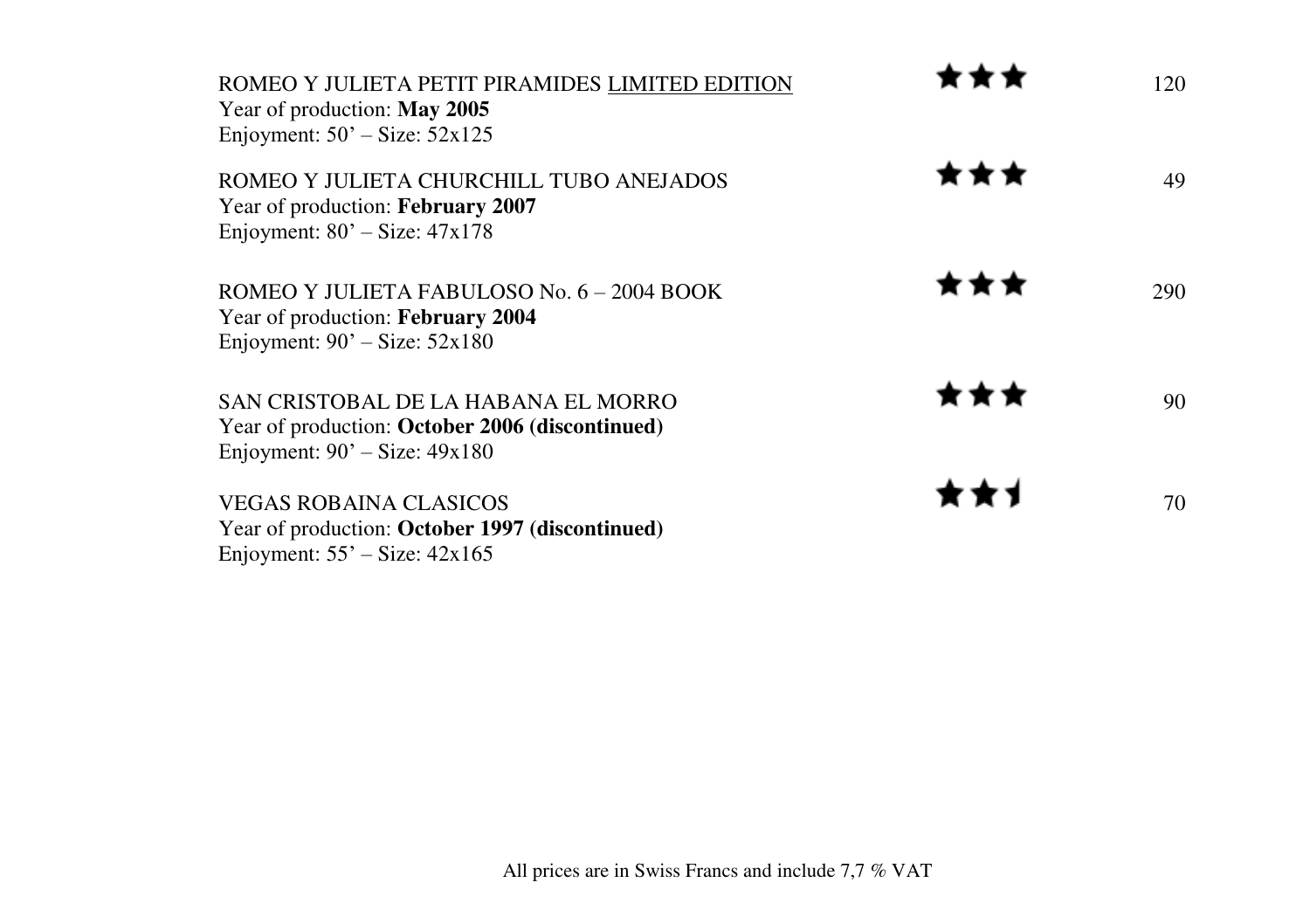ROMEO Y JULIETA PETIT PIRAMIDES <u>LIMITED EDITION</u> ★★★ 120
Year of production: **May 2005**
Enjoyment: 50' – Size: 52x125

ROMEO Y JULIETA CHURCHILL TUBO ANEJADOS ★★★ 49
Year of production: **February 2007**
Enjoyment: 80' – Size: 47x178

ROMEO Y JULIETA FABULOSO No. 6 – 2004 BOOK ★★★ 290
Year of production: **February 2004**
Enjoyment: 90' – Size: 52x180

SAN CRISTOBAL DE LA HABANA EL MORRO ★★★ 90
Year of production: **October 2006 (discontinued)**
Enjoyment: 90' – Size: 49x180

VEGAS ROBAINA CLASICOS ★★½ 70
Year of production: **October 1997 (discontinued)**
Enjoyment: 55' – Size: 42x165

All prices are in Swiss Francs and include 7,7 % VAT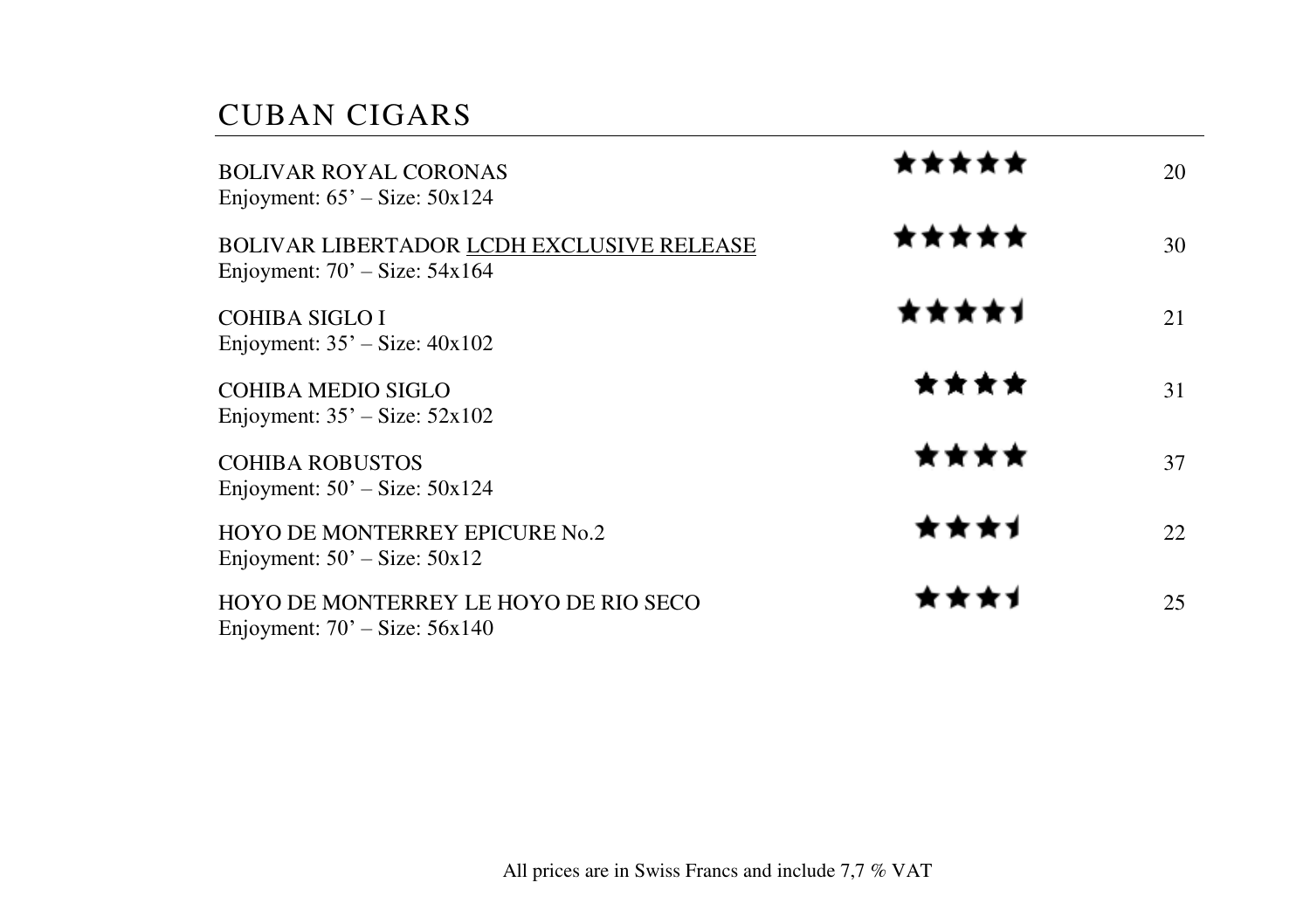# CUBAN CIGARS

| Cigar | Rating | Price |
| --- | --- | --- |
| BOLIVAR ROYAL CORONAS<br>Enjoyment: 65' – Size: 50x124 | ★★★★★ | 20 |
| BOLIVAR LIBERTADOR <u>LCDH EXCLUSIVE RELEASE</u><br>Enjoyment: 70' – Size: 54x164 | ★★★★★ | 30 |
| COHIBA SIGLO I<br>Enjoyment: 35' – Size: 40x102 | ★★★★½ | 21 |
| COHIBA MEDIO SIGLO<br>Enjoyment: 35' – Size: 52x102 | ★★★★ | 31 |
| COHIBA ROBUSTOS<br>Enjoyment: 50' – Size: 50x124 | ★★★★ | 37 |
| HOYO DE MONTERREY EPICURE No.2<br>Enjoyment: 50' – Size: 50x12 | ★★★½ | 22 |
| HOYO DE MONTERREY LE HOYO DE RIO SECO<br>Enjoyment: 70' – Size: 56x140 | ★★★½ | 25 |

All prices are in Swiss Francs and include 7,7 % VAT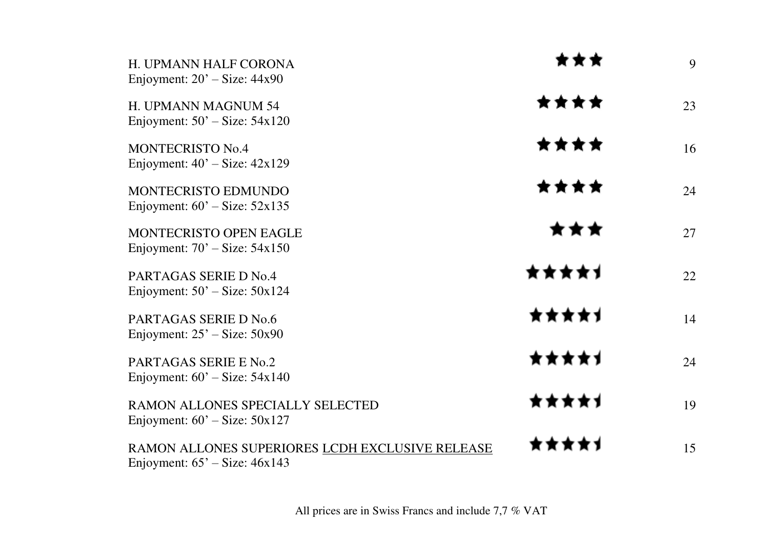| Cigar | Rating | Price |
|---|---|---|
| H. UPMANN HALF CORONA<br>Enjoyment: 20' – Size: 44x90 | ★★★ | 9 |
| H. UPMANN MAGNUM 54<br>Enjoyment: 50' – Size: 54x120 | ★★★★ | 23 |
| MONTECRISTO No.4<br>Enjoyment: 40' – Size: 42x129 | ★★★★ | 16 |
| MONTECRISTO EDMUNDO<br>Enjoyment: 60' – Size: 52x135 | ★★★★ | 24 |
| MONTECRISTO OPEN EAGLE<br>Enjoyment: 70' – Size: 54x150 | ★★★ | 27 |
| PARTAGAS SERIE D No.4<br>Enjoyment: 50' – Size: 50x124 | ★★★★½ | 22 |
| PARTAGAS SERIE D No.6<br>Enjoyment: 25' – Size: 50x90 | ★★★★½ | 14 |
| PARTAGAS SERIE E No.2<br>Enjoyment: 60' – Size: 54x140 | ★★★★½ | 24 |
| RAMON ALLONES SPECIALLY SELECTED<br>Enjoyment: 60' – Size: 50x127 | ★★★★½ | 19 |
| RAMON ALLONES SUPERIORES <u>LCDH EXCLUSIVE RELEASE</u><br>Enjoyment: 65' – Size: 46x143 | ★★★★½ | 15 |

All prices are in Swiss Francs and include 7,7 % VAT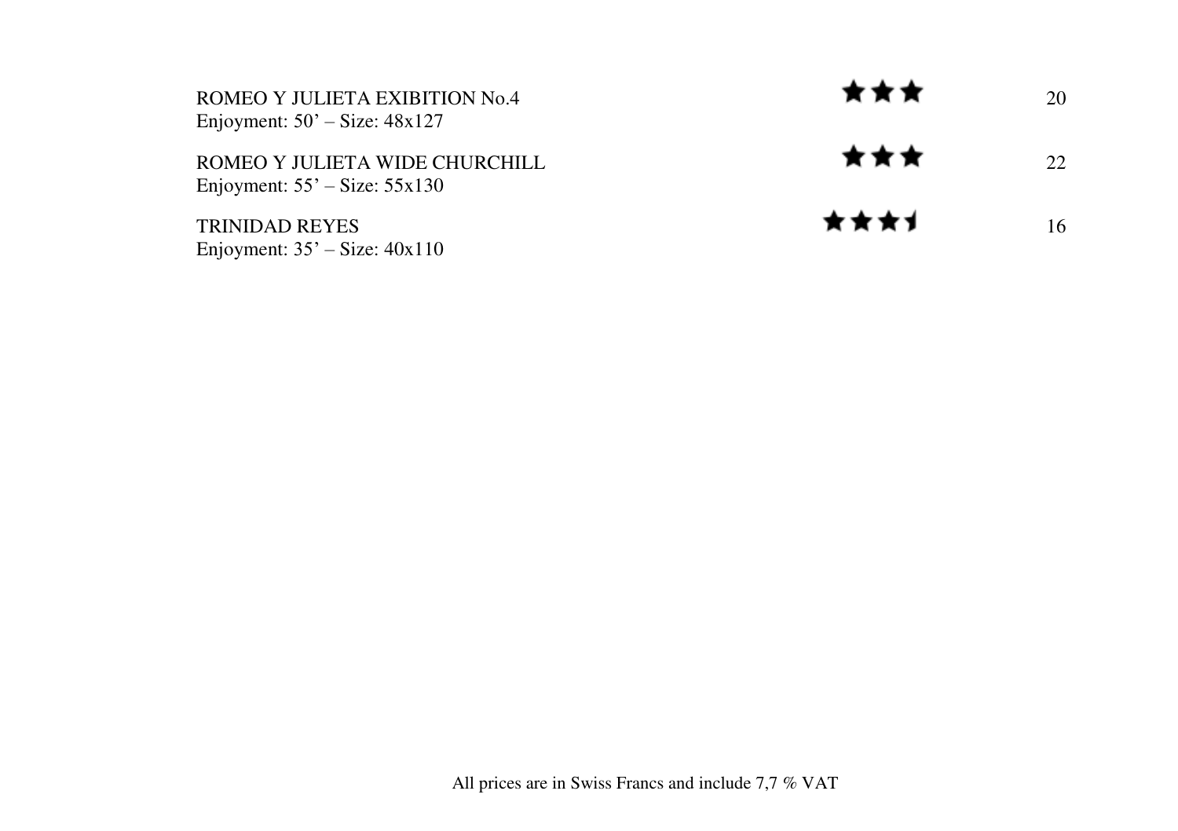| | | |
|---|---|---|
| ROMEO Y JULIETA EXIBITION No.4<br>Enjoyment: 50’ – Size: 48x127 | ★★★ | 20 |
| ROMEO Y JULIETA WIDE CHURCHILL<br>Enjoyment: 55’ – Size: 55x130 | ★★★ | 22 |
| TRINIDAD REYES<br>Enjoyment: 35’ – Size: 40x110 | ★★★½ | 16 |

All prices are in Swiss Francs and include 7,7 % VAT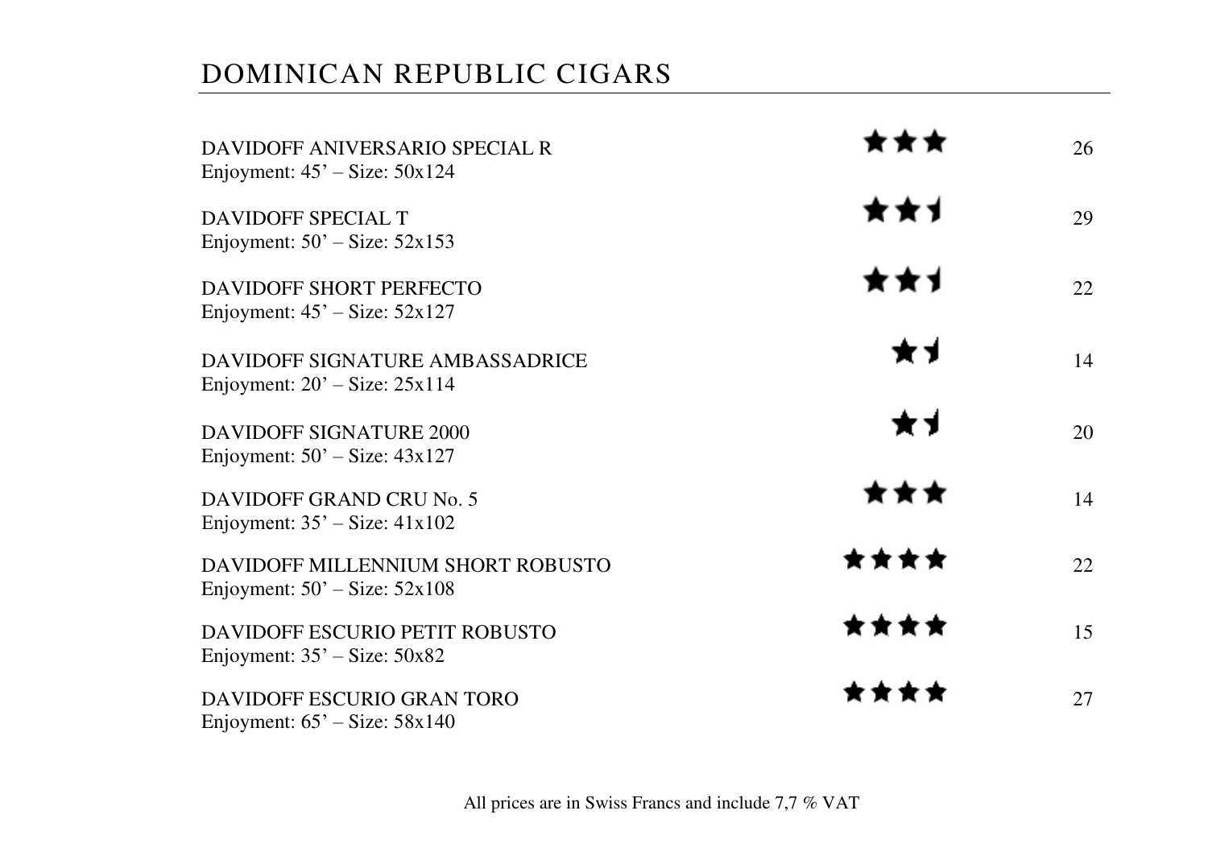# DOMINICAN REPUBLIC CIGARS

| | | |
|---|---|---|
| DAVIDOFF ANIVERSARIO SPECIAL R<br>Enjoyment: 45' – Size: 50x124 | ★★★ | 26 |
| DAVIDOFF SPECIAL T<br>Enjoyment: 50' – Size: 52x153 | ★★½ | 29 |
| DAVIDOFF SHORT PERFECTO<br>Enjoyment: 45' – Size: 52x127 | ★★½ | 22 |
| DAVIDOFF SIGNATURE AMBASSADRICE<br>Enjoyment: 20' – Size: 25x114 | ★½ | 14 |
| DAVIDOFF SIGNATURE 2000<br>Enjoyment: 50' – Size: 43x127 | ★½ | 20 |
| DAVIDOFF GRAND CRU No. 5<br>Enjoyment: 35' – Size: 41x102 | ★★★ | 14 |
| DAVIDOFF MILLENNIUM SHORT ROBUSTO<br>Enjoyment: 50' – Size: 52x108 | ★★★★ | 22 |
| DAVIDOFF ESCURIO PETIT ROBUSTO<br>Enjoyment: 35' – Size: 50x82 | ★★★★ | 15 |
| DAVIDOFF ESCURIO GRAN TORO<br>Enjoyment: 65' – Size: 58x140 | ★★★★ | 27 |

All prices are in Swiss Francs and include 7,7 % VAT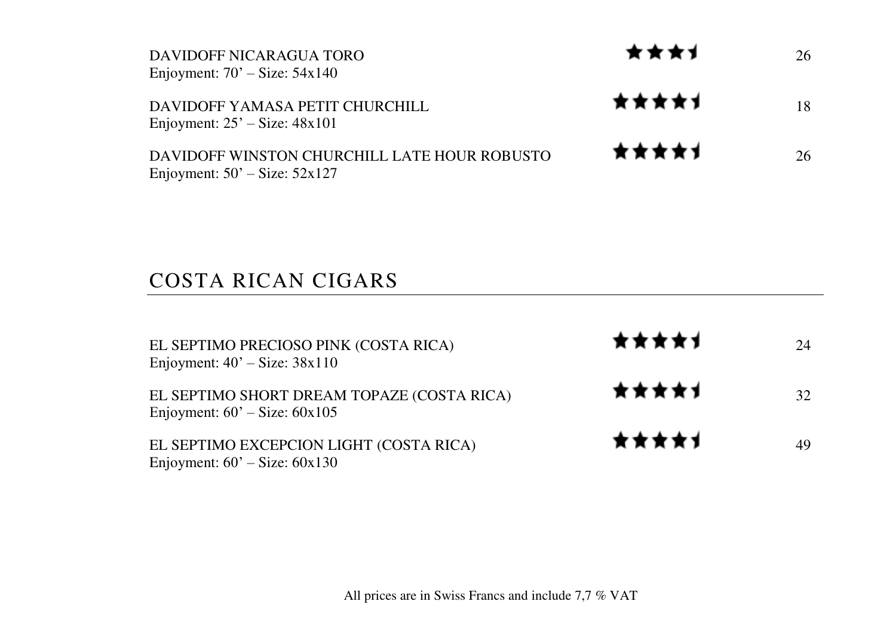DAVIDOFF NICARAGUA TORO ★★★½ 26
Enjoyment: 70' – Size: 54x140

DAVIDOFF YAMASA PETIT CHURCHILL ★★★★½ 18
Enjoyment: 25' – Size: 48x101

DAVIDOFF WINSTON CHURCHILL LATE HOUR ROBUSTO ★★★★½ 26
Enjoyment: 50' – Size: 52x127

## COSTA RICAN CIGARS

EL SEPTIMO PRECIOSO PINK (COSTA RICA) ★★★★½ 24
Enjoyment: 40' – Size: 38x110

EL SEPTIMO SHORT DREAM TOPAZE (COSTA RICA) ★★★★½ 32
Enjoyment: 60' – Size: 60x105

EL SEPTIMO EXCEPCION LIGHT (COSTA RICA) ★★★★½ 49
Enjoyment: 60' – Size: 60x130

All prices are in Swiss Francs and include 7,7 % VAT